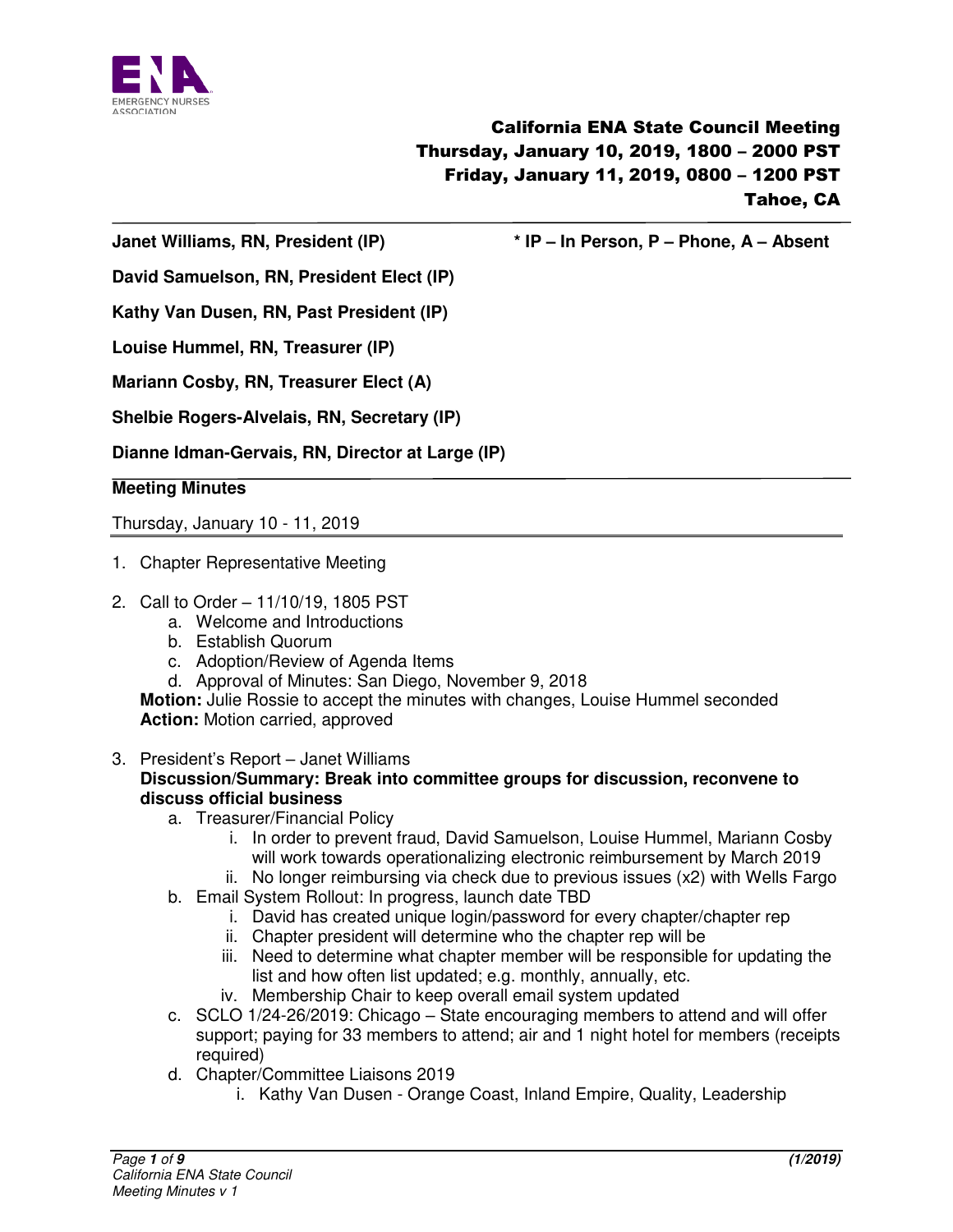**California ENA State Council Meeting**
**Thursday, January 10, 2019, 1800 – 2000 PST**
**Friday, January 11, 2019, 0800 – 1200 PST**
**Tahoe, CA**

---

**Janet Williams, RN, President (IP)** **\* IP – In Person, P – Phone, A – Absent**

**David Samuelson, RN, President Elect (IP)**

**Kathy Van Dusen, RN, Past President (IP)**

**Louise Hummel, RN, Treasurer (IP)**

**Mariann Cosby, RN, Treasurer Elect (A)**

**Shelbie Rogers-Alvelais, RN, Secretary (IP)**

**Dianne Idman-Gervais, RN, Director at Large (IP)**

---

**Meeting Minutes**

Thursday, January 10 - 11, 2019

---

1. Chapter Representative Meeting

2. Call to Order – 11/10/19, 1805 PST
   a. Welcome and Introductions
   b. Establish Quorum
   c. Adoption/Review of Agenda Items
   d. Approval of Minutes: San Diego, November 9, 2018

   **Motion:** Julie Rossie to accept the minutes with changes, Louise Hummel seconded
   **Action:** Motion carried, approved

3. President's Report – Janet Williams
   **Discussion/Summary: Break into committee groups for discussion, reconvene to discuss official business**
   a. Treasurer/Financial Policy
      i. In order to prevent fraud, David Samuelson, Louise Hummel, Mariann Cosby will work towards operationalizing electronic reimbursement by March 2019
      ii. No longer reimbursing via check due to previous issues (x2) with Wells Fargo
   b. Email System Rollout: In progress, launch date TBD
      i. David has created unique login/password for every chapter/chapter rep
      ii. Chapter president will determine who the chapter rep will be
      iii. Need to determine what chapter member will be responsible for updating the list and how often list updated; e.g. monthly, annually, etc.
      iv. Membership Chair to keep overall email system updated
   c. SCLO 1/24-26/2019: Chicago – State encouraging members to attend and will offer support; paying for 33 members to attend; air and 1 night hotel for members (receipts required)
   d. Chapter/Committee Liaisons 2019
      i. Kathy Van Dusen - Orange Coast, Inland Empire, Quality, Leadership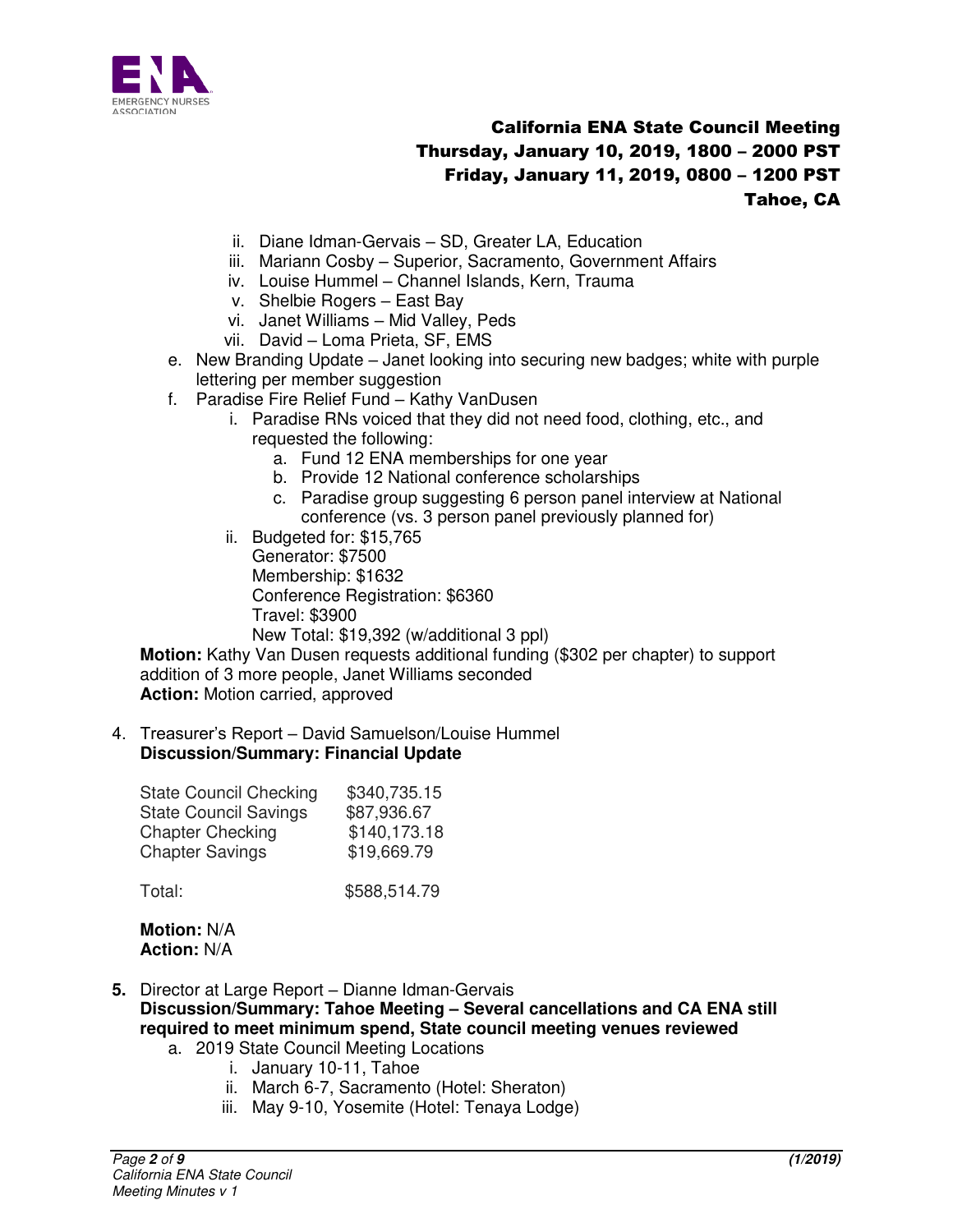# California ENA State Council Meeting
## Thursday, January 10, 2019, 1800 – 2000 PST
## Friday, January 11, 2019, 0800 – 1200 PST
## Tahoe, CA

- ii. Diane Idman-Gervais – SD, Greater LA, Education
- iii. Mariann Cosby – Superior, Sacramento, Government Affairs
- iv. Louise Hummel – Channel Islands, Kern, Trauma
- v. Shelbie Rogers – East Bay
- vi. Janet Williams – Mid Valley, Peds
- vii. David – Loma Prieta, SF, EMS

e. New Branding Update – Janet looking into securing new badges; white with purple lettering per member suggestion

f. Paradise Fire Relief Fund – Kathy VanDusen

- i. Paradise RNs voiced that they did not need food, clothing, etc., and requested the following:
  - a. Fund 12 ENA memberships for one year
  - b. Provide 12 National conference scholarships
  - c. Paradise group suggesting 6 person panel interview at National conference (vs. 3 person panel previously planned for)
- ii. Budgeted for: $15,765
  Generator: $7500
  Membership: $1632
  Conference Registration: $6360
  Travel: $3900
  New Total: $19,392 (w/additional 3 ppl)

**Motion:** Kathy Van Dusen requests additional funding ($302 per chapter) to support addition of 3 more people, Janet Williams seconded
**Action:** Motion carried, approved

4. Treasurer's Report – David Samuelson/Louise Hummel
**Discussion/Summary: Financial Update**

| | |
|---|---|
| State Council Checking | $340,735.15 |
| State Council Savings | $87,936.67 |
| Chapter Checking | $140,173.18 |
| Chapter Savings | $19,669.79 |
| Total: | $588,514.79 |

**Motion:** N/A
**Action:** N/A

**5.** Director at Large Report – Dianne Idman-Gervais
**Discussion/Summary: Tahoe Meeting – Several cancellations and CA ENA still required to meet minimum spend, State council meeting venues reviewed**

a. 2019 State Council Meeting Locations

- i. January 10-11, Tahoe
- ii. March 6-7, Sacramento (Hotel: Sheraton)
- iii. May 9-10, Yosemite (Hotel: Tenaya Lodge)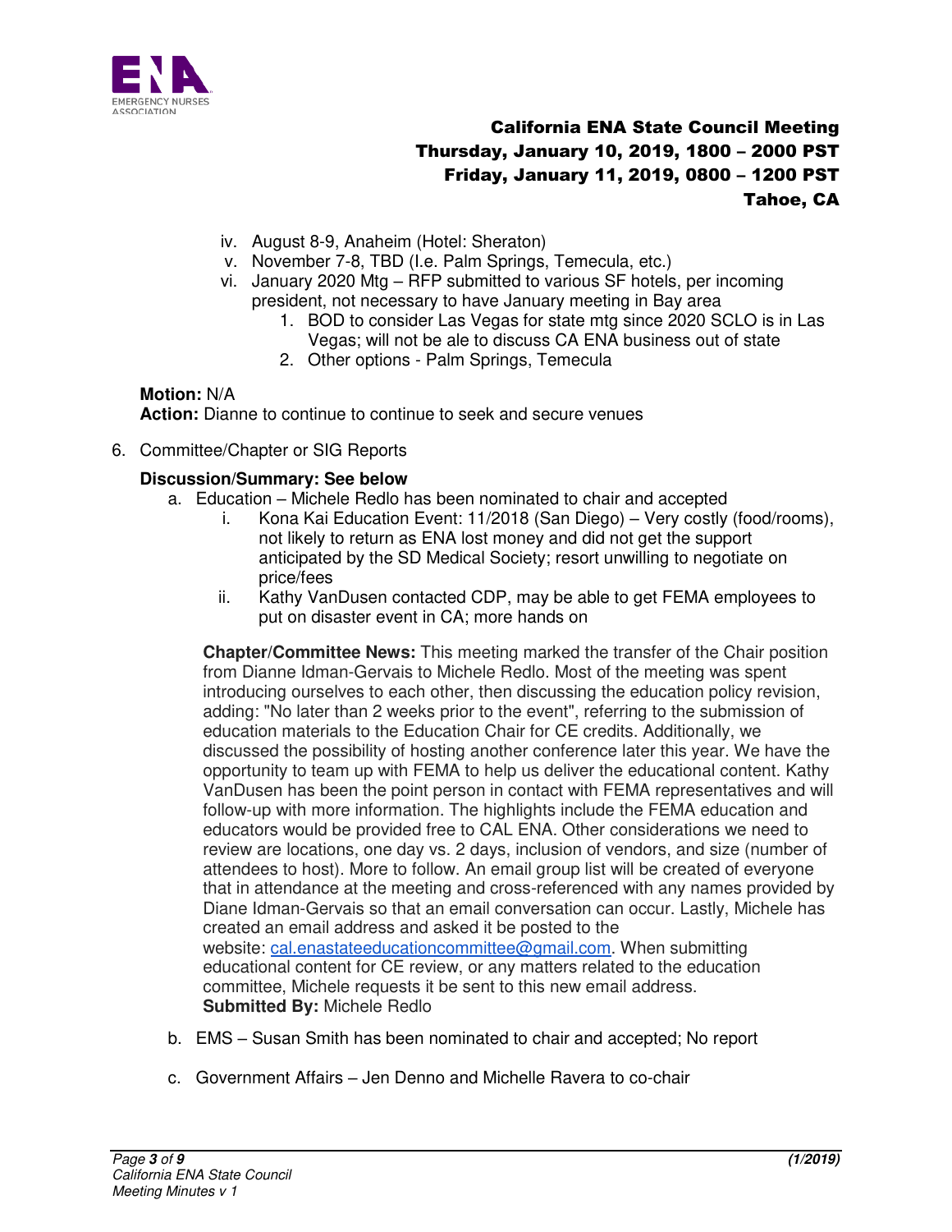iv. August 8-9, Anaheim (Hotel: Sheraton)
v. November 7-8, TBD (I.e. Palm Springs, Temecula, etc.)
vi. January 2020 Mtg – RFP submitted to various SF hotels, per incoming president, not necessary to have January meeting in Bay area
   1. BOD to consider Las Vegas for state mtg since 2020 SCLO is in Las Vegas; will not be ale to discuss CA ENA business out of state
   2. Other options - Palm Springs, Temecula

**Motion:** N/A
**Action:** Dianne to continue to continue to seek and secure venues

6. Committee/Chapter or SIG Reports

**Discussion/Summary: See below**

a. Education – Michele Redlo has been nominated to chair and accepted
   i. Kona Kai Education Event: 11/2018 (San Diego) – Very costly (food/rooms), not likely to return as ENA lost money and did not get the support anticipated by the SD Medical Society; resort unwilling to negotiate on price/fees
   ii. Kathy VanDusen contacted CDP, may be able to get FEMA employees to put on disaster event in CA; more hands on

**Chapter/Committee News:** This meeting marked the transfer of the Chair position from Dianne Idman-Gervais to Michele Redlo. Most of the meeting was spent introducing ourselves to each other, then discussing the education policy revision, adding: "No later than 2 weeks prior to the event", referring to the submission of education materials to the Education Chair for CE credits. Additionally, we discussed the possibility of hosting another conference later this year. We have the opportunity to team up with FEMA to help us deliver the educational content. Kathy VanDusen has been the point person in contact with FEMA representatives and will follow-up with more information. The highlights include the FEMA education and educators would be provided free to CAL ENA. Other considerations we need to review are locations, one day vs. 2 days, inclusion of vendors, and size (number of attendees to host). More to follow. An email group list will be created of everyone that in attendance at the meeting and cross-referenced with any names provided by Diane Idman-Gervais so that an email conversation can occur. Lastly, Michele has created an email address and asked it be posted to the website: cal.enastateeducationcommittee@gmail.com. When submitting educational content for CE review, or any matters related to the education committee, Michele requests it be sent to this new email address.
**Submitted By:** Michele Redlo

b. EMS – Susan Smith has been nominated to chair and accepted; No report

c. Government Affairs – Jen Denno and Michelle Ravera to co-chair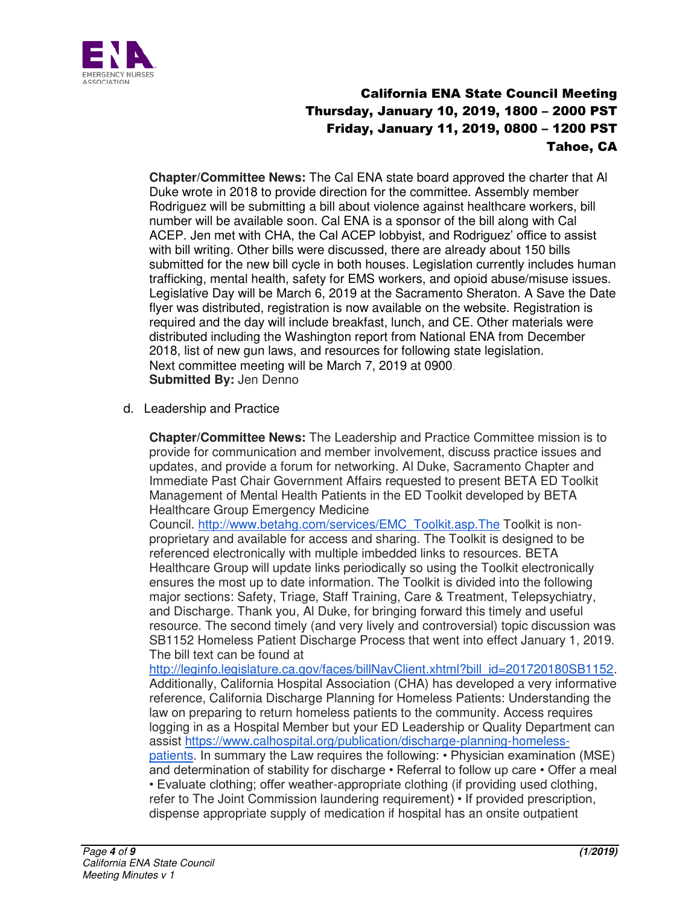**Chapter/Committee News:** The Cal ENA state board approved the charter that Al Duke wrote in 2018 to provide direction for the committee. Assembly member Rodriguez will be submitting a bill about violence against healthcare workers, bill number will be available soon. Cal ENA is a sponsor of the bill along with Cal ACEP. Jen met with CHA, the Cal ACEP lobbyist, and Rodriguez' office to assist with bill writing. Other bills were discussed, there are already about 150 bills submitted for the new bill cycle in both houses. Legislation currently includes human trafficking, mental health, safety for EMS workers, and opioid abuse/misuse issues. Legislative Day will be March 6, 2019 at the Sacramento Sheraton. A Save the Date flyer was distributed, registration is now available on the website. Registration is required and the day will include breakfast, lunch, and CE. Other materials were distributed including the Washington report from National ENA from December 2018, list of new gun laws, and resources for following state legislation.
Next committee meeting will be March 7, 2019 at 0900.
**Submitted By:** Jen Denno

d. Leadership and Practice

**Chapter/Committee News:** The Leadership and Practice Committee mission is to provide for communication and member involvement, discuss practice issues and updates, and provide a forum for networking. Al Duke, Sacramento Chapter and Immediate Past Chair Government Affairs requested to present BETA ED Toolkit Management of Mental Health Patients in the ED Toolkit developed by BETA Healthcare Group Emergency Medicine Council. http://www.betahg.com/services/EMC_Toolkit.asp.The Toolkit is non-proprietary and available for access and sharing. The Toolkit is designed to be referenced electronically with multiple imbedded links to resources. BETA Healthcare Group will update links periodically so using the Toolkit electronically ensures the most up to date information. The Toolkit is divided into the following major sections: Safety, Triage, Staff Training, Care & Treatment, Telepsychiatry, and Discharge. Thank you, Al Duke, for bringing forward this timely and useful resource. The second timely (and very lively and controversial) topic discussion was SB1152 Homeless Patient Discharge Process that went into effect January 1, 2019. The bill text can be found at http://leginfo.legislature.ca.gov/faces/billNavClient.xhtml?bill_id=201720180SB1152. Additionally, California Hospital Association (CHA) has developed a very informative reference, California Discharge Planning for Homeless Patients: Understanding the law on preparing to return homeless patients to the community. Access requires logging in as a Hospital Member but your ED Leadership or Quality Department can assist https://www.calhospital.org/publication/discharge-planning-homeless-patients. In summary the Law requires the following: • Physician examination (MSE) and determination of stability for discharge • Referral to follow up care • Offer a meal • Evaluate clothing; offer weather-appropriate clothing (if providing used clothing, refer to The Joint Commission laundering requirement) • If provided prescription, dispense appropriate supply of medication if hospital has an onsite outpatient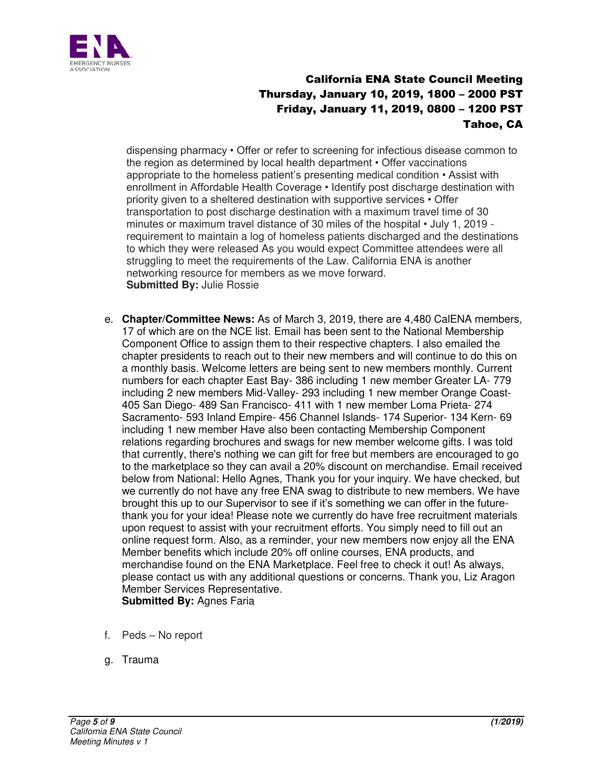dispensing pharmacy • Offer or refer to screening for infectious disease common to the region as determined by local health department • Offer vaccinations appropriate to the homeless patient's presenting medical condition • Assist with enrollment in Affordable Health Coverage • Identify post discharge destination with priority given to a sheltered destination with supportive services • Offer transportation to post discharge destination with a maximum travel time of 30 minutes or maximum travel distance of 30 miles of the hospital • July 1, 2019 - requirement to maintain a log of homeless patients discharged and the destinations to which they were released As you would expect Committee attendees were all struggling to meet the requirements of the Law. California ENA is another networking resource for members as we move forward.
**Submitted By:** Julie Rossie

e. **Chapter/Committee News:** As of March 3, 2019, there are 4,480 CalENA members, 17 of which are on the NCE list. Email has been sent to the National Membership Component Office to assign them to their respective chapters. I also emailed the chapter presidents to reach out to their new members and will continue to do this on a monthly basis. Welcome letters are being sent to new members monthly. Current numbers for each chapter East Bay- 386 including 1 new member Greater LA- 779 including 2 new members Mid-Valley- 293 including 1 new member Orange Coast- 405 San Diego- 489 San Francisco- 411 with 1 new member Loma Prieta- 274 Sacramento- 593 Inland Empire- 456 Channel Islands- 174 Superior- 134 Kern- 69 including 1 new member Have also been contacting Membership Component relations regarding brochures and swags for new member welcome gifts. I was told that currently, there's nothing we can gift for free but members are encouraged to go to the marketplace so they can avail a 20% discount on merchandise. Email received below from National: Hello Agnes, Thank you for your inquiry. We have checked, but we currently do not have any free ENA swag to distribute to new members. We have brought this up to our Supervisor to see if it's something we can offer in the future-thank you for your idea! Please note we currently do have free recruitment materials upon request to assist with your recruitment efforts. You simply need to fill out an online request form. Also, as a reminder, your new members now enjoy all the ENA Member benefits which include 20% off online courses, ENA products, and merchandise found on the ENA Marketplace. Feel free to check it out! As always, please contact us with any additional questions or concerns. Thank you, Liz Aragon Member Services Representative.
**Submitted By:** Agnes Faria

f. Peds – No report

g. Trauma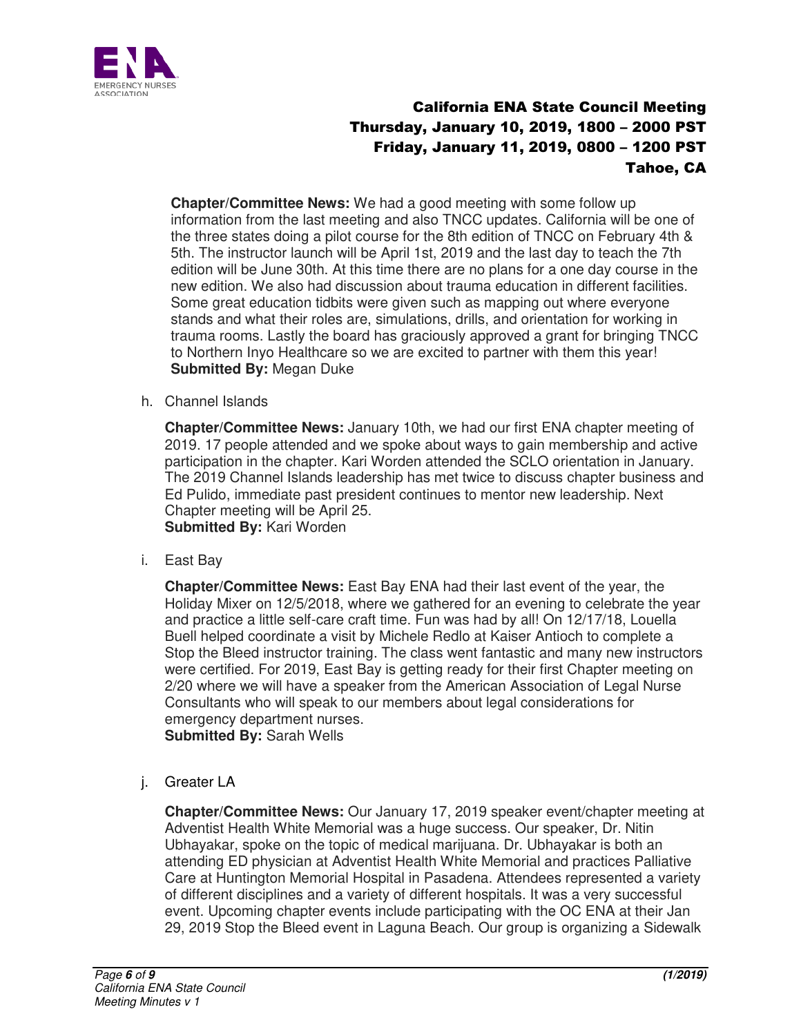**Chapter/Committee News:** We had a good meeting with some follow up information from the last meeting and also TNCC updates. California will be one of the three states doing a pilot course for the 8th edition of TNCC on February 4th & 5th. The instructor launch will be April 1st, 2019 and the last day to teach the 7th edition will be June 30th. At this time there are no plans for a one day course in the new edition. We also had discussion about trauma education in different facilities. Some great education tidbits were given such as mapping out where everyone stands and what their roles are, simulations, drills, and orientation for working in trauma rooms. Lastly the board has graciously approved a grant for bringing TNCC to Northern Inyo Healthcare so we are excited to partner with them this year!
**Submitted By:** Megan Duke

h. Channel Islands

**Chapter/Committee News:** January 10th, we had our first ENA chapter meeting of 2019. 17 people attended and we spoke about ways to gain membership and active participation in the chapter. Kari Worden attended the SCLO orientation in January. The 2019 Channel Islands leadership has met twice to discuss chapter business and Ed Pulido, immediate past president continues to mentor new leadership. Next Chapter meeting will be April 25.
**Submitted By:** Kari Worden

i. East Bay

**Chapter/Committee News:** East Bay ENA had their last event of the year, the Holiday Mixer on 12/5/2018, where we gathered for an evening to celebrate the year and practice a little self-care craft time. Fun was had by all! On 12/17/18, Louella Buell helped coordinate a visit by Michele Redlo at Kaiser Antioch to complete a Stop the Bleed instructor training. The class went fantastic and many new instructors were certified. For 2019, East Bay is getting ready for their first Chapter meeting on 2/20 where we will have a speaker from the American Association of Legal Nurse Consultants who will speak to our members about legal considerations for emergency department nurses.
**Submitted By:** Sarah Wells

j. Greater LA

**Chapter/Committee News:** Our January 17, 2019 speaker event/chapter meeting at Adventist Health White Memorial was a huge success. Our speaker, Dr. Nitin Ubhayakar, spoke on the topic of medical marijuana. Dr. Ubhayakar is both an attending ED physician at Adventist Health White Memorial and practices Palliative Care at Huntington Memorial Hospital in Pasadena. Attendees represented a variety of different disciplines and a variety of different hospitals. It was a very successful event. Upcoming chapter events include participating with the OC ENA at their Jan 29, 2019 Stop the Bleed event in Laguna Beach. Our group is organizing a Sidewalk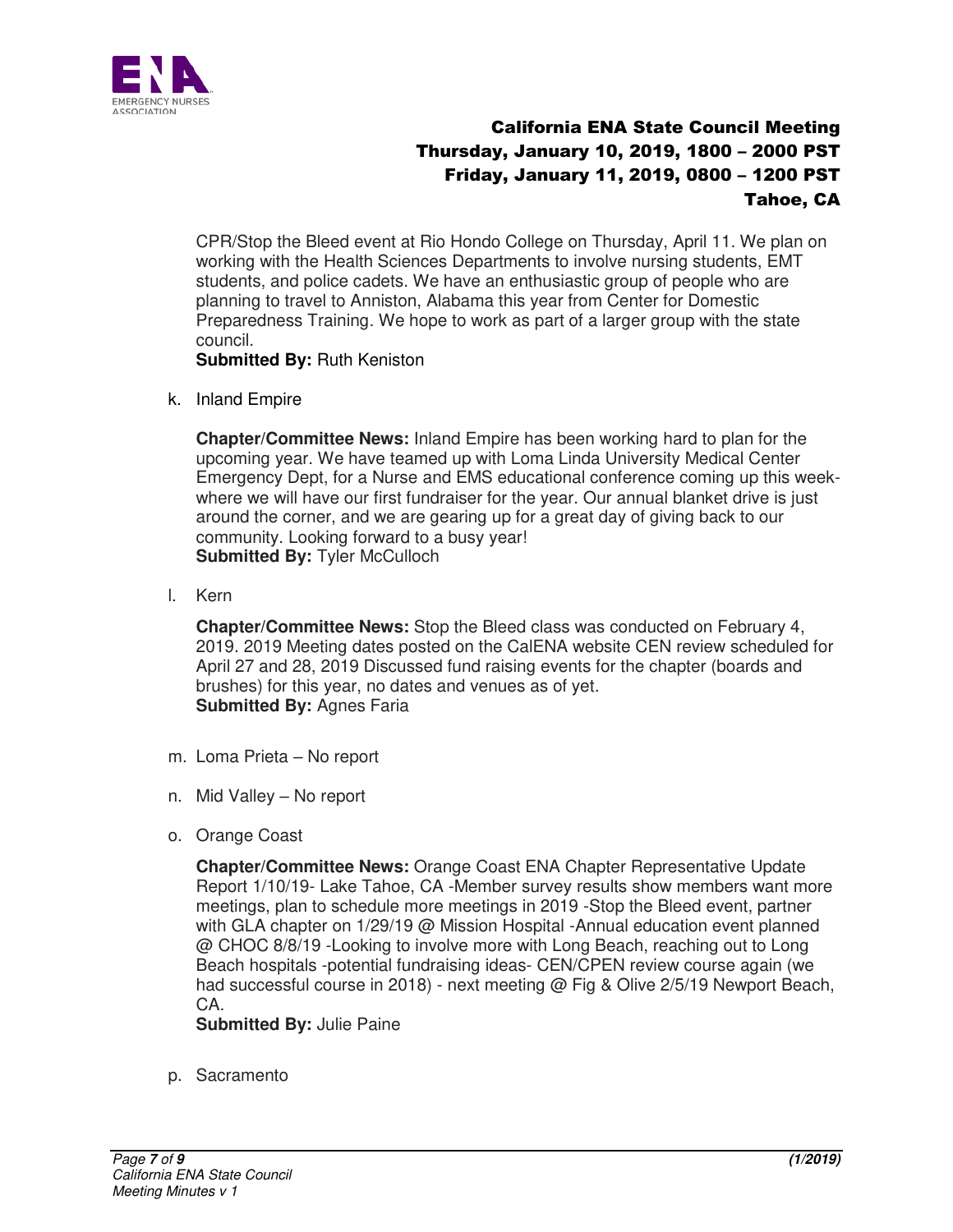CPR/Stop the Bleed event at Rio Hondo College on Thursday, April 11. We plan on working with the Health Sciences Departments to involve nursing students, EMT students, and police cadets. We have an enthusiastic group of people who are planning to travel to Anniston, Alabama this year from Center for Domestic Preparedness Training. We hope to work as part of a larger group with the state council.
**Submitted By:** Ruth Keniston

k. Inland Empire

**Chapter/Committee News:** Inland Empire has been working hard to plan for the upcoming year. We have teamed up with Loma Linda University Medical Center Emergency Dept, for a Nurse and EMS educational conference coming up this week- where we will have our first fundraiser for the year. Our annual blanket drive is just around the corner, and we are gearing up for a great day of giving back to our community. Looking forward to a busy year!
**Submitted By:** Tyler McCulloch

l. Kern

**Chapter/Committee News:** Stop the Bleed class was conducted on February 4, 2019. 2019 Meeting dates posted on the CalENA website CEN review scheduled for April 27 and 28, 2019 Discussed fund raising events for the chapter (boards and brushes) for this year, no dates and venues as of yet.
**Submitted By:** Agnes Faria

m. Loma Prieta – No report

n. Mid Valley – No report

o. Orange Coast

**Chapter/Committee News:** Orange Coast ENA Chapter Representative Update Report 1/10/19- Lake Tahoe, CA -Member survey results show members want more meetings, plan to schedule more meetings in 2019 -Stop the Bleed event, partner with GLA chapter on 1/29/19 @ Mission Hospital -Annual education event planned @ CHOC 8/8/19 -Looking to involve more with Long Beach, reaching out to Long Beach hospitals -potential fundraising ideas- CEN/CPEN review course again (we had successful course in 2018) - next meeting @ Fig & Olive 2/5/19 Newport Beach, CA.
**Submitted By:** Julie Paine

p. Sacramento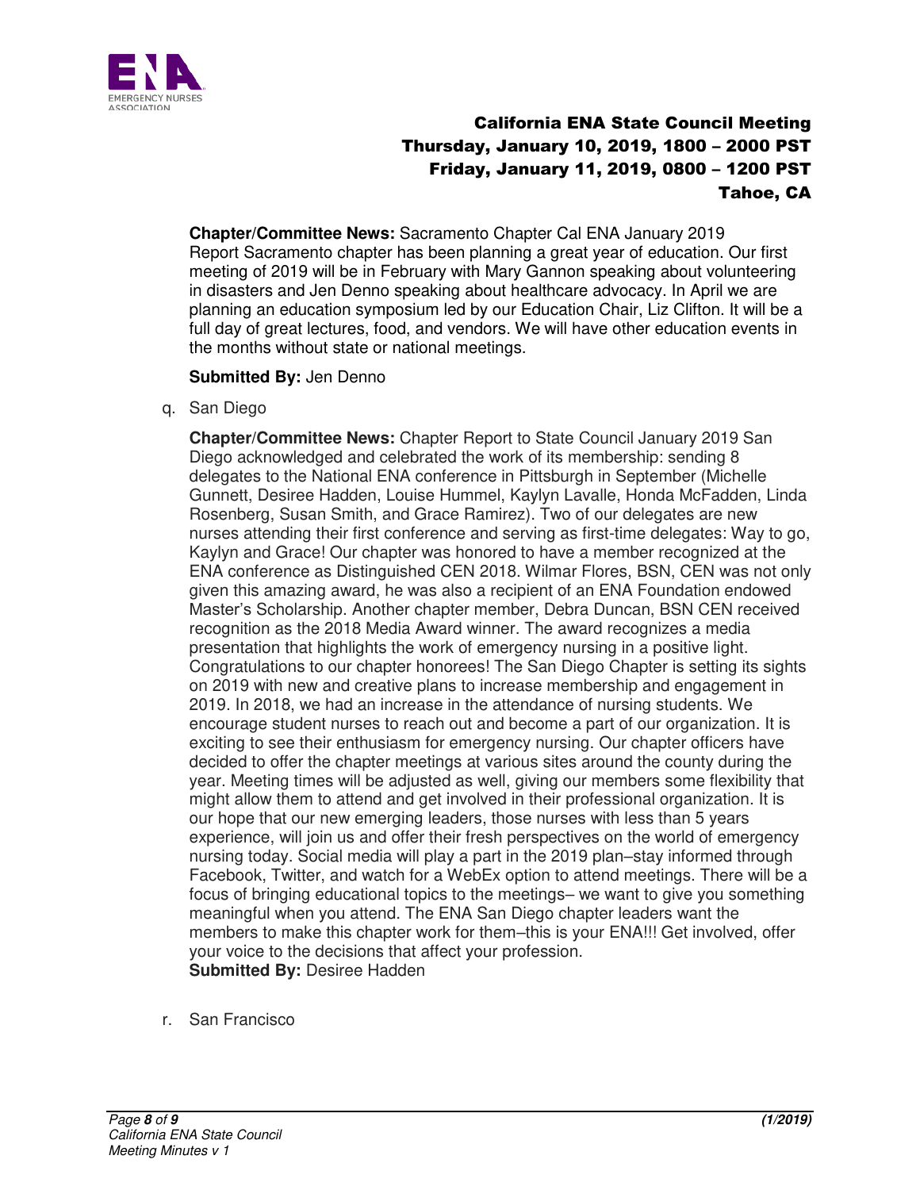**Chapter/Committee News:** Sacramento Chapter Cal ENA January 2019 Report Sacramento chapter has been planning a great year of education. Our first meeting of 2019 will be in February with Mary Gannon speaking about volunteering in disasters and Jen Denno speaking about healthcare advocacy. In April we are planning an education symposium led by our Education Chair, Liz Clifton. It will be a full day of great lectures, food, and vendors. We will have other education events in the months without state or national meetings.

**Submitted By:** Jen Denno

q. San Diego

**Chapter/Committee News:** Chapter Report to State Council January 2019 San Diego acknowledged and celebrated the work of its membership: sending 8 delegates to the National ENA conference in Pittsburgh in September (Michelle Gunnett, Desiree Hadden, Louise Hummel, Kaylyn Lavalle, Honda McFadden, Linda Rosenberg, Susan Smith, and Grace Ramirez). Two of our delegates are new nurses attending their first conference and serving as first-time delegates: Way to go, Kaylyn and Grace! Our chapter was honored to have a member recognized at the ENA conference as Distinguished CEN 2018. Wilmar Flores, BSN, CEN was not only given this amazing award, he was also a recipient of an ENA Foundation endowed Master's Scholarship. Another chapter member, Debra Duncan, BSN CEN received recognition as the 2018 Media Award winner. The award recognizes a media presentation that highlights the work of emergency nursing in a positive light. Congratulations to our chapter honorees! The San Diego Chapter is setting its sights on 2019 with new and creative plans to increase membership and engagement in 2019. In 2018, we had an increase in the attendance of nursing students. We encourage student nurses to reach out and become a part of our organization. It is exciting to see their enthusiasm for emergency nursing. Our chapter officers have decided to offer the chapter meetings at various sites around the county during the year. Meeting times will be adjusted as well, giving our members some flexibility that might allow them to attend and get involved in their professional organization. It is our hope that our new emerging leaders, those nurses with less than 5 years experience, will join us and offer their fresh perspectives on the world of emergency nursing today. Social media will play a part in the 2019 plan–stay informed through Facebook, Twitter, and watch for a WebEx option to attend meetings. There will be a focus of bringing educational topics to the meetings– we want to give you something meaningful when you attend. The ENA San Diego chapter leaders want the members to make this chapter work for them–this is your ENA!!! Get involved, offer your voice to the decisions that affect your profession.

**Submitted By:** Desiree Hadden

r. San Francisco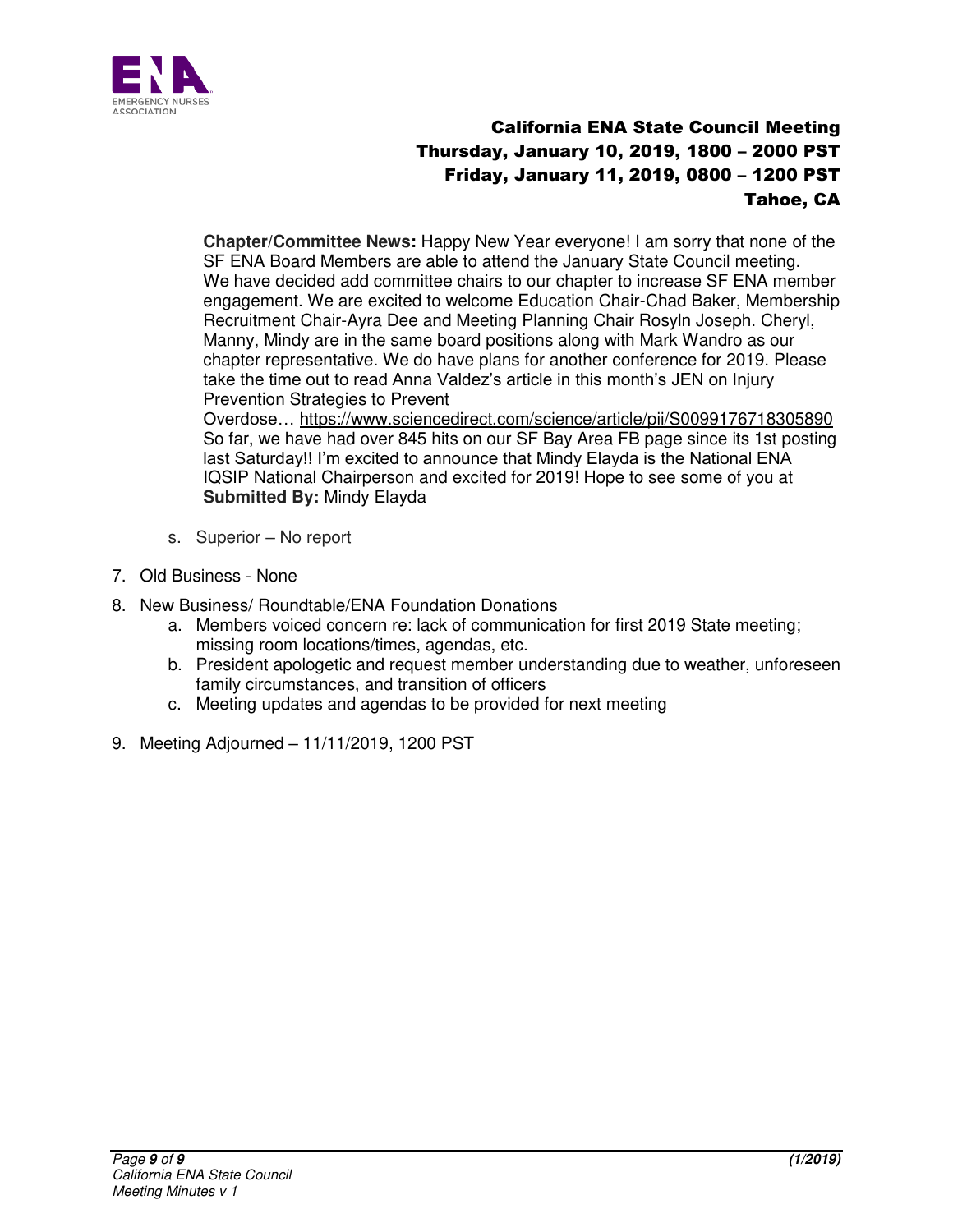# California ENA State Council Meeting
## Thursday, January 10, 2019, 1800 – 2000 PST
## Friday, January 11, 2019, 0800 – 1200 PST
## Tahoe, CA

**Chapter/Committee News:** Happy New Year everyone! I am sorry that none of the SF ENA Board Members are able to attend the January State Council meeting. We have decided add committee chairs to our chapter to increase SF ENA member engagement. We are excited to welcome Education Chair-Chad Baker, Membership Recruitment Chair-Ayra Dee and Meeting Planning Chair Rosyln Joseph. Cheryl, Manny, Mindy are in the same board positions along with Mark Wandro as our chapter representative. We do have plans for another conference for 2019. Please take the time out to read Anna Valdez's article in this month's JEN on Injury Prevention Strategies to Prevent Overdose… https://www.sciencedirect.com/science/article/pii/S0099176718305890
So far, we have had over 845 hits on our SF Bay Area FB page since its 1st posting last Saturday!! I'm excited to announce that Mindy Elayda is the National ENA IQSIP National Chairperson and excited for 2019! Hope to see some of you at
**Submitted By:** Mindy Elayda

s. Superior – No report

7. Old Business - None
8. New Business/ Roundtable/ENA Foundation Donations
   a. Members voiced concern re: lack of communication for first 2019 State meeting; missing room locations/times, agendas, etc.
   b. President apologetic and request member understanding due to weather, unforeseen family circumstances, and transition of officers
   c. Meeting updates and agendas to be provided for next meeting
9. Meeting Adjourned – 11/11/2019, 1200 PST